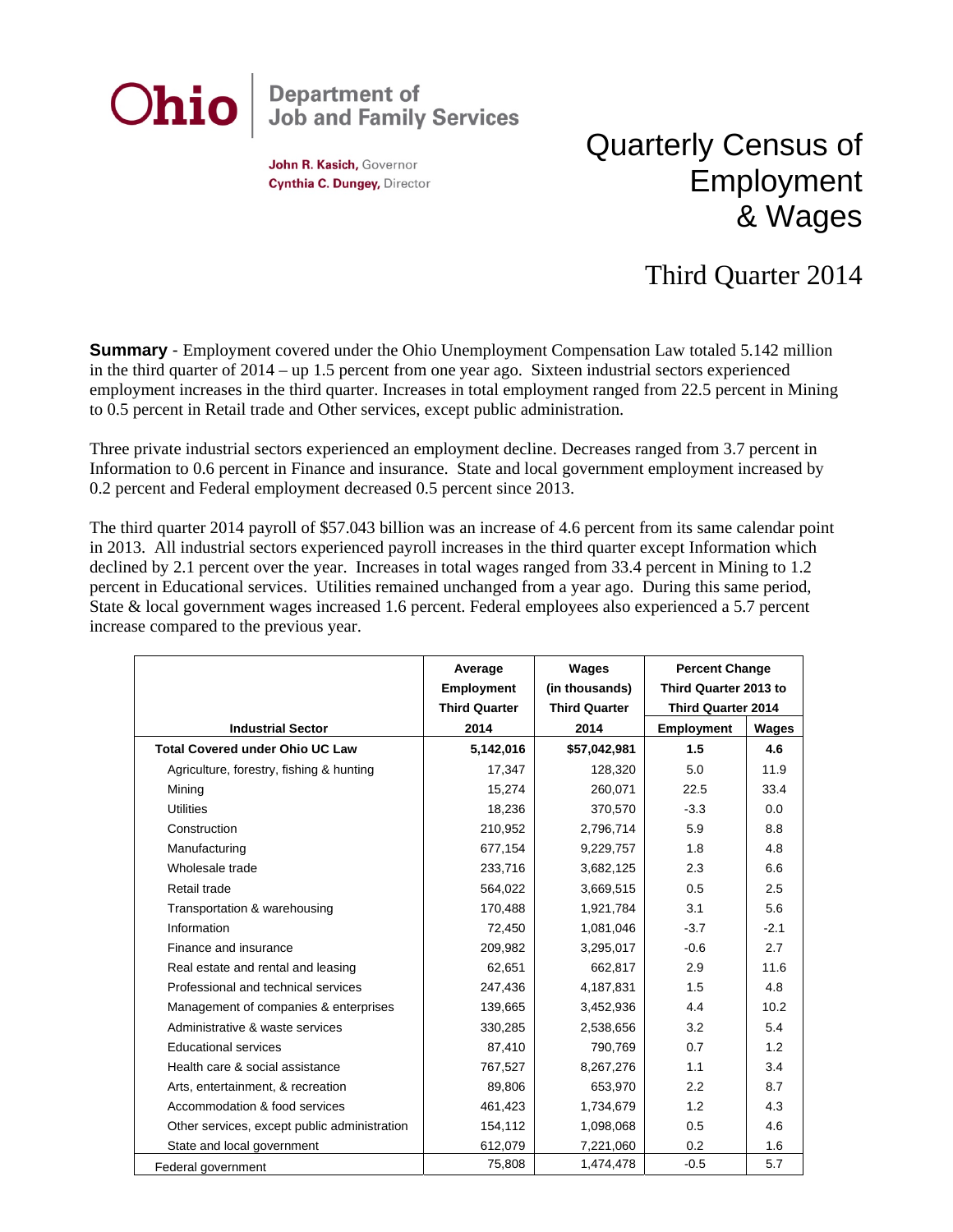Ohio | Department of Job and Family Services

**John R. Kasich,** Governor
**Cynthia C. Dungey,** Director

# Quarterly Census of Employment & Wages

## Third Quarter 2014

**Summary** - Employment covered under the Ohio Unemployment Compensation Law totaled 5.142 million in the third quarter of 2014 – up 1.5 percent from one year ago. Sixteen industrial sectors experienced employment increases in the third quarter. Increases in total employment ranged from 22.5 percent in Mining to 0.5 percent in Retail trade and Other services, except public administration.

Three private industrial sectors experienced an employment decline. Decreases ranged from 3.7 percent in Information to 0.6 percent in Finance and insurance. State and local government employment increased by 0.2 percent and Federal employment decreased 0.5 percent since 2013.

The third quarter 2014 payroll of $57.043 billion was an increase of 4.6 percent from its same calendar point in 2013. All industrial sectors experienced payroll increases in the third quarter except Information which declined by 2.1 percent over the year. Increases in total wages ranged from 33.4 percent in Mining to 1.2 percent in Educational services. Utilities remained unchanged from a year ago. During this same period, State & local government wages increased 1.6 percent. Federal employees also experienced a 5.7 percent increase compared to the previous year.

| Industrial Sector | Average Employment Third Quarter 2014 | Wages (in thousands) Third Quarter 2014 | Percent Change Third Quarter 2013 to Third Quarter 2014 | |
|---|---|---|---|---|
| | | | Employment | Wages |
| **Total Covered under Ohio UC Law** | **5,142,016** | **$57,042,981** | **1.5** | **4.6** |
| Agriculture, forestry, fishing & hunting | 17,347 | 128,320 | 5.0 | 11.9 |
| Mining | 15,274 | 260,071 | 22.5 | 33.4 |
| Utilities | 18,236 | 370,570 | -3.3 | 0.0 |
| Construction | 210,952 | 2,796,714 | 5.9 | 8.8 |
| Manufacturing | 677,154 | 9,229,757 | 1.8 | 4.8 |
| Wholesale trade | 233,716 | 3,682,125 | 2.3 | 6.6 |
| Retail trade | 564,022 | 3,669,515 | 0.5 | 2.5 |
| Transportation & warehousing | 170,488 | 1,921,784 | 3.1 | 5.6 |
| Information | 72,450 | 1,081,046 | -3.7 | -2.1 |
| Finance and insurance | 209,982 | 3,295,017 | -0.6 | 2.7 |
| Real estate and rental and leasing | 62,651 | 662,817 | 2.9 | 11.6 |
| Professional and technical services | 247,436 | 4,187,831 | 1.5 | 4.8 |
| Management of companies & enterprises | 139,665 | 3,452,936 | 4.4 | 10.2 |
| Administrative & waste services | 330,285 | 2,538,656 | 3.2 | 5.4 |
| Educational services | 87,410 | 790,769 | 0.7 | 1.2 |
| Health care & social assistance | 767,527 | 8,267,276 | 1.1 | 3.4 |
| Arts, entertainment, & recreation | 89,806 | 653,970 | 2.2 | 8.7 |
| Accommodation & food services | 461,423 | 1,734,679 | 1.2 | 4.3 |
| Other services, except public administration | 154,112 | 1,098,068 | 0.5 | 4.6 |
| State and local government | 612,079 | 7,221,060 | 0.2 | 1.6 |
| Federal government | 75,808 | 1,474,478 | -0.5 | 5.7 |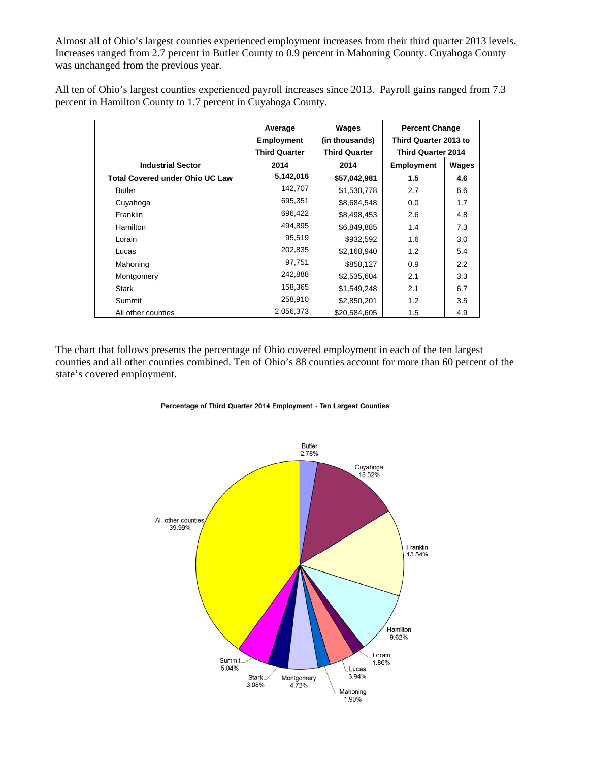Almost all of Ohio's largest counties experienced employment increases from their third quarter 2013 levels. Increases ranged from 2.7 percent in Butler County to 0.9 percent in Mahoning County. Cuyahoga County was unchanged from the previous year.

All ten of Ohio's largest counties experienced payroll increases since 2013. Payroll gains ranged from 7.3 percent in Hamilton County to 1.7 percent in Cuyahoga County.

| Industrial Sector | Average Employment Third Quarter 2014 | Wages (in thousands) Third Quarter 2014 | Percent Change Third Quarter 2013 to Third Quarter 2014 | |
|---|---|---|---|---|
| | | | Employment | Wages |
| **Total Covered under Ohio UC Law** | **5,142,016** | **$57,042,981** | **1.5** | **4.6** |
| Butler | 142,707 | $1,530,778 | 2.7 | 6.6 |
| Cuyahoga | 695,351 | $8,684,548 | 0.0 | 1.7 |
| Franklin | 696,422 | $8,498,453 | 2.6 | 4.8 |
| Hamilton | 494,895 | $6,849,885 | 1.4 | 7.3 |
| Lorain | 95,519 | $932,592 | 1.6 | 3.0 |
| Lucas | 202,835 | $2,168,940 | 1.2 | 5.4 |
| Mahoning | 97,751 | $858,127 | 0.9 | 2.2 |
| Montgomery | 242,888 | $2,535,604 | 2.1 | 3.3 |
| Stark | 158,365 | $1,549,248 | 2.1 | 6.7 |
| Summit | 258,910 | $2,850,201 | 1.2 | 3.5 |
| All other counties | 2,056,373 | $20,584,605 | 1.5 | 4.9 |

The chart that follows presents the percentage of Ohio covered employment in each of the ten largest counties and all other counties combined. Ten of Ohio's 88 counties account for more than 60 percent of the state's covered employment.

**Percentage of Third Quarter 2014 Employment - Ten Largest Counties**

| County | Percentage |
|---|---|
| Butler | 2.78% |
| Cuyahoga | 13.52% |
| Franklin | 13.54% |
| Hamilton | 9.62% |
| Lorain | 1.86% |
| Lucas | 3.94% |
| Mahoning | 1.90% |
| Montgomery | 4.72% |
| Stark | 3.08% |
| Summit | 5.04% |
| All other counties | 39.99% |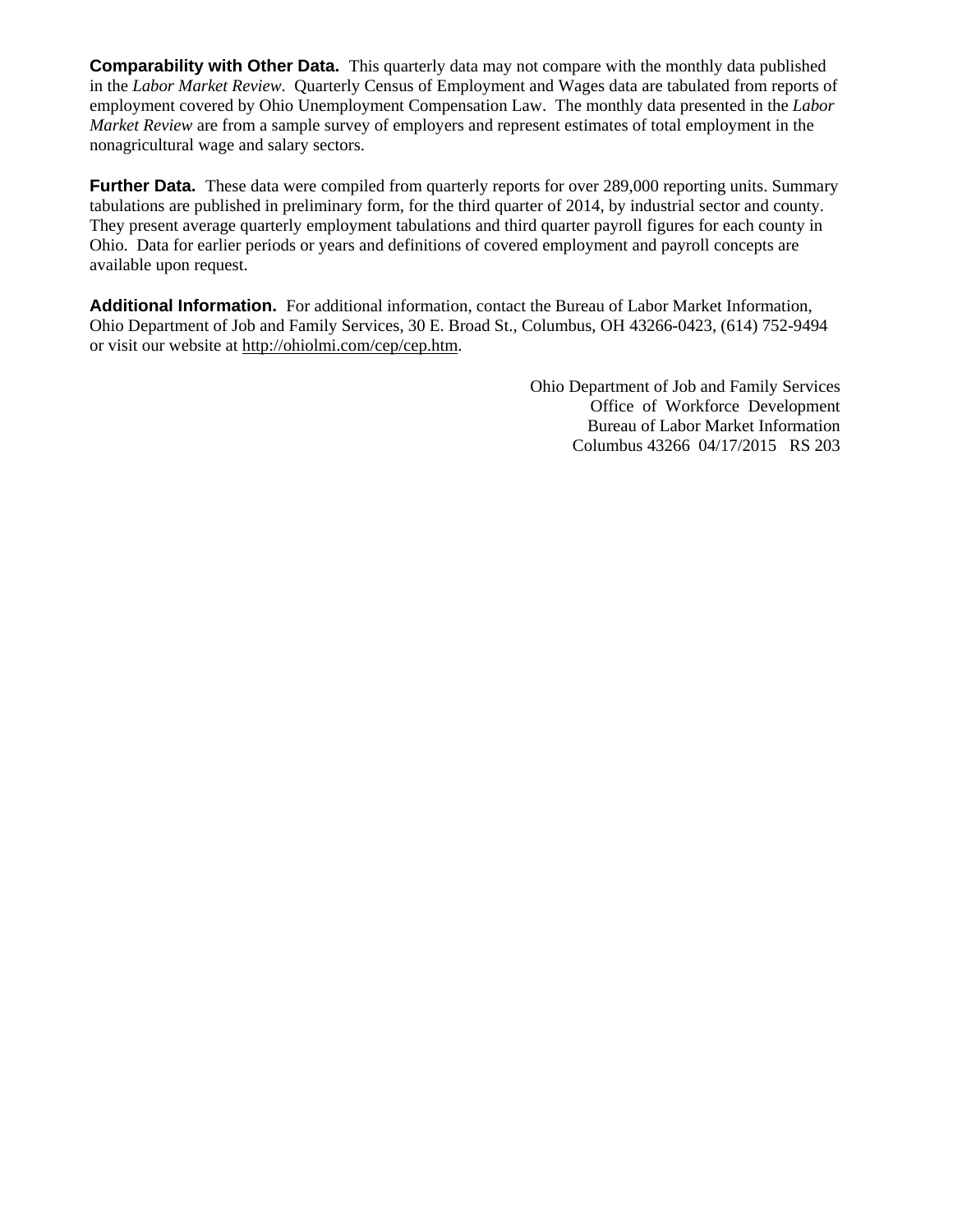**Comparability with Other Data.** This quarterly data may not compare with the monthly data published in the *Labor Market Review*. Quarterly Census of Employment and Wages data are tabulated from reports of employment covered by Ohio Unemployment Compensation Law. The monthly data presented in the *Labor Market Review* are from a sample survey of employers and represent estimates of total employment in the nonagricultural wage and salary sectors.

**Further Data.** These data were compiled from quarterly reports for over 289,000 reporting units. Summary tabulations are published in preliminary form, for the third quarter of 2014, by industrial sector and county. They present average quarterly employment tabulations and third quarter payroll figures for each county in Ohio. Data for earlier periods or years and definitions of covered employment and payroll concepts are available upon request.

**Additional Information.** For additional information, contact the Bureau of Labor Market Information, Ohio Department of Job and Family Services, 30 E. Broad St., Columbus, OH 43266-0423, (614) 752-9494 or visit our website at http://ohiolmi.com/cep/cep.htm.

Ohio Department of Job and Family Services
Office of Workforce Development
Bureau of Labor Market Information
Columbus 43266 04/17/2015 RS 203